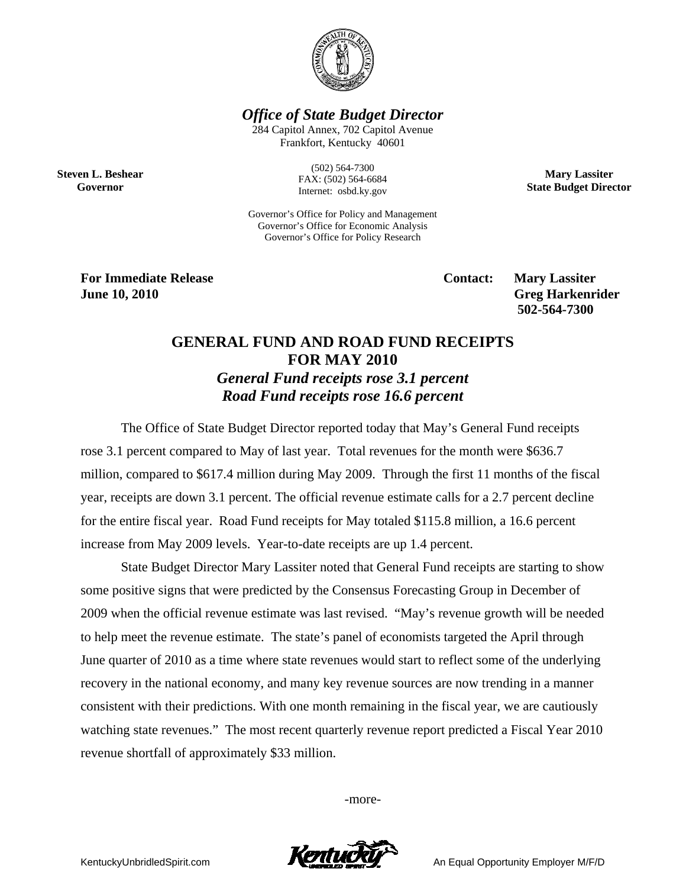*Office of State Budget Director*

284 Capitol Annex, 702 Capitol Avenue
Frankfort, Kentucky 40601

(502) 564-7300
FAX: (502) 564-6684
Internet: osbd.ky.gov

**Steven L. Beshear**
**Governor**

**Mary Lassiter**
**State Budget Director**

Governor's Office for Policy and Management
Governor's Office for Economic Analysis
Governor's Office for Policy Research

**For Immediate Release**
**June 10, 2010**

**Contact: Mary Lassiter**
**Greg Harkenrider**
**502-564-7300**

# GENERAL FUND AND ROAD FUND RECEIPTS FOR MAY 2010

***General Fund receipts rose 3.1 percent***
***Road Fund receipts rose 16.6 percent***

The Office of State Budget Director reported today that May's General Fund receipts rose 3.1 percent compared to May of last year. Total revenues for the month were $636.7 million, compared to $617.4 million during May 2009. Through the first 11 months of the fiscal year, receipts are down 3.1 percent. The official revenue estimate calls for a 2.7 percent decline for the entire fiscal year. Road Fund receipts for May totaled $115.8 million, a 16.6 percent increase from May 2009 levels. Year-to-date receipts are up 1.4 percent.

State Budget Director Mary Lassiter noted that General Fund receipts are starting to show some positive signs that were predicted by the Consensus Forecasting Group in December of 2009 when the official revenue estimate was last revised. "May's revenue growth will be needed to help meet the revenue estimate. The state's panel of economists targeted the April through June quarter of 2010 as a time where state revenues would start to reflect some of the underlying recovery in the national economy, and many key revenue sources are now trending in a manner consistent with their predictions. With one month remaining in the fiscal year, we are cautiously watching state revenues." The most recent quarterly revenue report predicted a Fiscal Year 2010 revenue shortfall of approximately $33 million.

-more-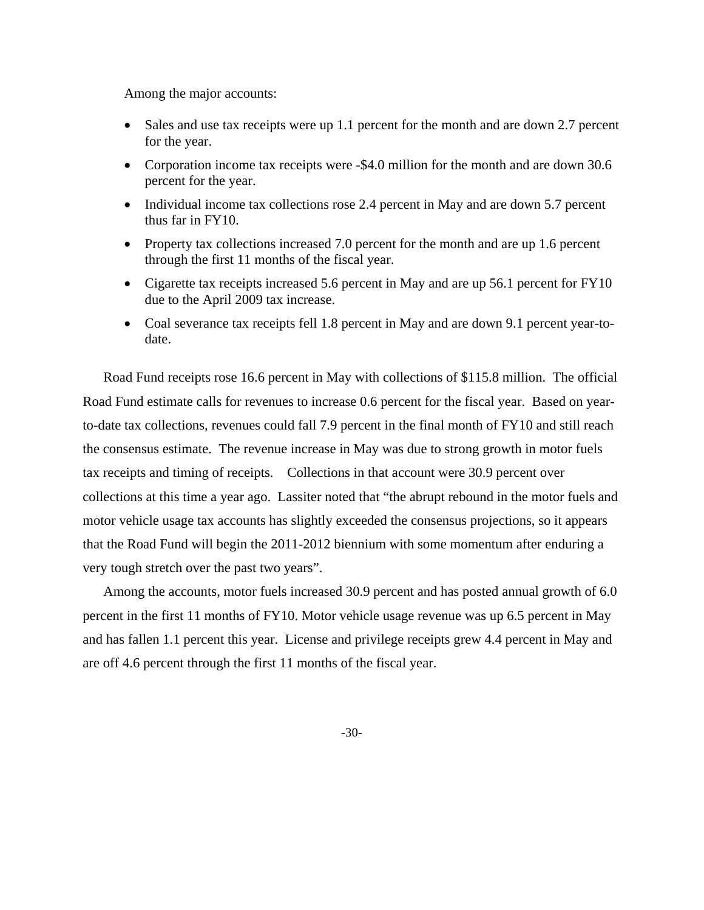Among the major accounts:

- Sales and use tax receipts were up 1.1 percent for the month and are down 2.7 percent for the year.
- Corporation income tax receipts were -$4.0 million for the month and are down 30.6 percent for the year.
- Individual income tax collections rose 2.4 percent in May and are down 5.7 percent thus far in FY10.
- Property tax collections increased 7.0 percent for the month and are up 1.6 percent through the first 11 months of the fiscal year.
- Cigarette tax receipts increased 5.6 percent in May and are up 56.1 percent for FY10 due to the April 2009 tax increase.
- Coal severance tax receipts fell 1.8 percent in May and are down 9.1 percent year-to-date.

Road Fund receipts rose 16.6 percent in May with collections of $115.8 million. The official Road Fund estimate calls for revenues to increase 0.6 percent for the fiscal year. Based on year-to-date tax collections, revenues could fall 7.9 percent in the final month of FY10 and still reach the consensus estimate. The revenue increase in May was due to strong growth in motor fuels tax receipts and timing of receipts. Collections in that account were 30.9 percent over collections at this time a year ago. Lassiter noted that "the abrupt rebound in the motor fuels and motor vehicle usage tax accounts has slightly exceeded the consensus projections, so it appears that the Road Fund will begin the 2011-2012 biennium with some momentum after enduring a very tough stretch over the past two years".

Among the accounts, motor fuels increased 30.9 percent and has posted annual growth of 6.0 percent in the first 11 months of FY10. Motor vehicle usage revenue was up 6.5 percent in May and has fallen 1.1 percent this year. License and privilege receipts grew 4.4 percent in May and are off 4.6 percent through the first 11 months of the fiscal year.

-30-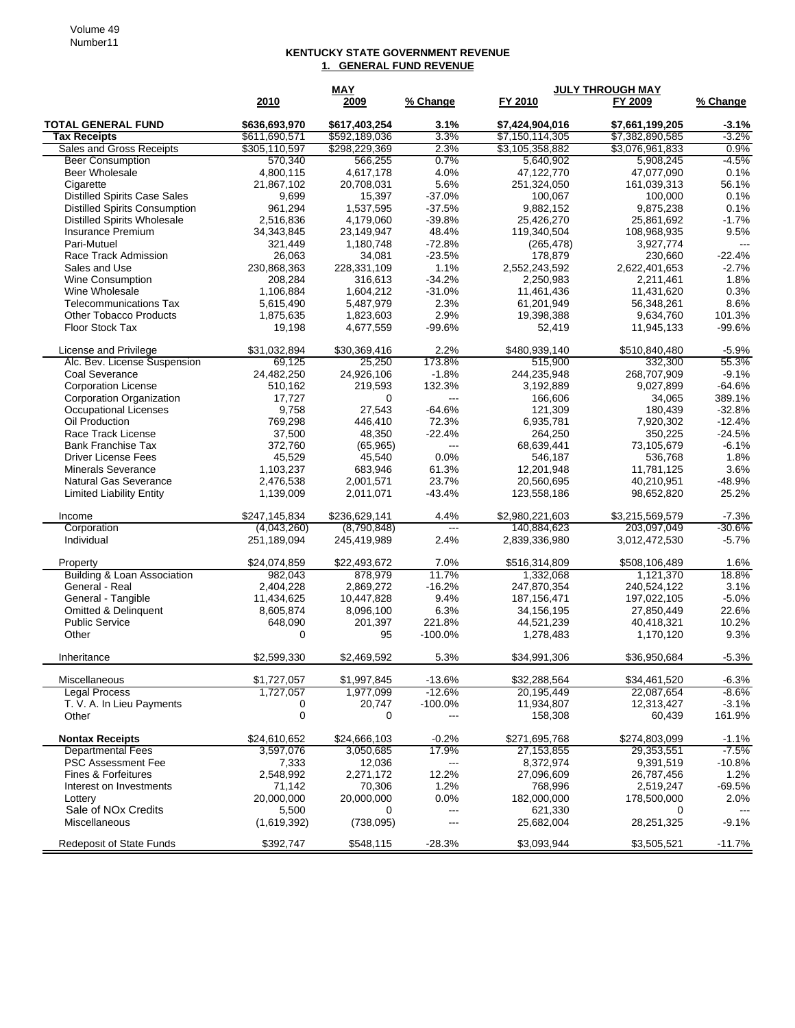## KENTUCKY STATE GOVERNMENT REVENUE

### 1. GENERAL FUND REVENUE

| | MAY | | | JULY THROUGH MAY | | |
|---|---|---|---|---|---|---|
| | 2010 | 2009 | % Change | FY 2010 | FY 2009 | % Change |
| **TOTAL GENERAL FUND** | **$636,693,970** | **$617,403,254** | **3.1%** | **$7,424,904,016** | **$7,661,199,205** | **-3.1%** |
| **Tax Receipts** | $611,690,571 | $592,189,036 | 3.3% | $7,150,114,305 | $7,382,890,585 | -3.2% |
| Sales and Gross Receipts | $305,110,597 | $298,229,369 | 2.3% | $3,105,358,882 | $3,076,961,833 | 0.9% |
| Beer Consumption | 570,340 | 566,255 | 0.7% | 5,640,902 | 5,908,245 | -4.5% |
| Beer Wholesale | 4,800,115 | 4,617,178 | 4.0% | 47,122,770 | 47,077,090 | 0.1% |
| Cigarette | 21,867,102 | 20,708,031 | 5.6% | 251,324,050 | 161,039,313 | 56.1% |
| Distilled Spirits Case Sales | 9,699 | 15,397 | -37.0% | 100,067 | 100,000 | 0.1% |
| Distilled Spirits Consumption | 961,294 | 1,537,595 | -37.5% | 9,882,152 | 9,875,238 | 0.1% |
| Distilled Spirits Wholesale | 2,516,836 | 4,179,060 | -39.8% | 25,426,270 | 25,861,692 | -1.7% |
| Insurance Premium | 34,343,845 | 23,149,947 | 48.4% | 119,340,504 | 108,968,935 | 9.5% |
| Pari-Mutuel | 321,449 | 1,180,748 | -72.8% | (265,478) | 3,927,774 | --- |
| Race Track Admission | 26,063 | 34,081 | -23.5% | 178,879 | 230,660 | -22.4% |
| Sales and Use | 230,868,363 | 228,331,109 | 1.1% | 2,552,243,592 | 2,622,401,653 | -2.7% |
| Wine Consumption | 208,284 | 316,613 | -34.2% | 2,250,983 | 2,211,461 | 1.8% |
| Wine Wholesale | 1,106,884 | 1,604,212 | -31.0% | 11,461,436 | 11,431,620 | 0.3% |
| Telecommunications Tax | 5,615,490 | 5,487,979 | 2.3% | 61,201,949 | 56,348,261 | 8.6% |
| Other Tobacco Products | 1,875,635 | 1,823,603 | 2.9% | 19,398,388 | 9,634,760 | 101.3% |
| Floor Stock Tax | 19,198 | 4,677,559 | -99.6% | 52,419 | 11,945,133 | -99.6% |
| License and Privilege | $31,032,894 | $30,369,416 | 2.2% | $480,939,140 | $510,840,480 | -5.9% |
| Alc. Bev. License Suspension | 69,125 | 25,250 | 173.8% | 515,900 | 332,300 | 55.3% |
| Coal Severance | 24,482,250 | 24,926,106 | -1.8% | 244,235,948 | 268,707,909 | -9.1% |
| Corporation License | 510,162 | 219,593 | 132.3% | 3,192,889 | 9,027,899 | -64.6% |
| Corporation Organization | 17,727 | 0 | --- | 166,606 | 34,065 | 389.1% |
| Occupational Licenses | 9,758 | 27,543 | -64.6% | 121,309 | 180,439 | -32.8% |
| Oil Production | 769,298 | 446,410 | 72.3% | 6,935,781 | 7,920,302 | -12.4% |
| Race Track License | 37,500 | 48,350 | -22.4% | 264,250 | 350,225 | -24.5% |
| Bank Franchise Tax | 372,760 | (65,965) | --- | 68,639,441 | 73,105,679 | -6.1% |
| Driver License Fees | 45,529 | 45,540 | 0.0% | 546,187 | 536,768 | 1.8% |
| Minerals Severance | 1,103,237 | 683,946 | 61.3% | 12,201,948 | 11,781,125 | 3.6% |
| Natural Gas Severance | 2,476,538 | 2,001,571 | 23.7% | 20,560,695 | 40,210,951 | -48.9% |
| Limited Liability Entity | 1,139,009 | 2,011,071 | -43.4% | 123,558,186 | 98,652,820 | 25.2% |
| Income | $247,145,834 | $236,629,141 | 4.4% | $2,980,221,603 | $3,215,569,579 | -7.3% |
| Corporation | (4,043,260) | (8,790,848) | --- | 140,884,623 | 203,097,049 | -30.6% |
| Individual | 251,189,094 | 245,419,989 | 2.4% | 2,839,336,980 | 3,012,472,530 | -5.7% |
| Property | $24,074,859 | $22,493,672 | 7.0% | $516,314,809 | $508,106,489 | 1.6% |
| Building & Loan Association | 982,043 | 878,979 | 11.7% | 1,332,068 | 1,121,370 | 18.8% |
| General - Real | 2,404,228 | 2,869,272 | -16.2% | 247,870,354 | 240,524,122 | 3.1% |
| General - Tangible | 11,434,625 | 10,447,828 | 9.4% | 187,156,471 | 197,022,105 | -5.0% |
| Omitted & Delinquent | 8,605,874 | 8,096,100 | 6.3% | 34,156,195 | 27,850,449 | 22.6% |
| Public Service | 648,090 | 201,397 | 221.8% | 44,521,239 | 40,418,321 | 10.2% |
| Other | 0 | 95 | -100.0% | 1,278,483 | 1,170,120 | 9.3% |
| Inheritance | $2,599,330 | $2,469,592 | 5.3% | $34,991,306 | $36,950,684 | -5.3% |
| Miscellaneous | $1,727,057 | $1,997,845 | -13.6% | $32,288,564 | $34,461,520 | -6.3% |
| Legal Process | 1,727,057 | 1,977,099 | -12.6% | 20,195,449 | 22,087,654 | -8.6% |
| T. V. A. In Lieu Payments | 0 | 20,747 | -100.0% | 11,934,807 | 12,313,427 | -3.1% |
| Other | 0 | 0 | --- | 158,308 | 60,439 | 161.9% |
| **Nontax Receipts** | $24,610,652 | $24,666,103 | -0.2% | $271,695,768 | $274,803,099 | -1.1% |
| Departmental Fees | 3,597,076 | 3,050,685 | 17.9% | 27,153,855 | 29,353,551 | -7.5% |
| PSC Assessment Fee | 7,333 | 12,036 | --- | 8,372,974 | 9,391,519 | -10.8% |
| Fines & Forfeitures | 2,548,992 | 2,271,172 | 12.2% | 27,096,609 | 26,787,456 | 1.2% |
| Interest on Investments | 71,142 | 70,306 | 1.2% | 768,996 | 2,519,247 | -69.5% |
| Lottery | 20,000,000 | 20,000,000 | 0.0% | 182,000,000 | 178,500,000 | 2.0% |
| Sale of NOx Credits | 5,500 | 0 | --- | 621,330 | 0 | --- |
| Miscellaneous | (1,619,392) | (738,095) | --- | 25,682,004 | 28,251,325 | -9.1% |
| Redeposit of State Funds | $392,747 | $548,115 | -28.3% | $3,093,944 | $3,505,521 | -11.7% |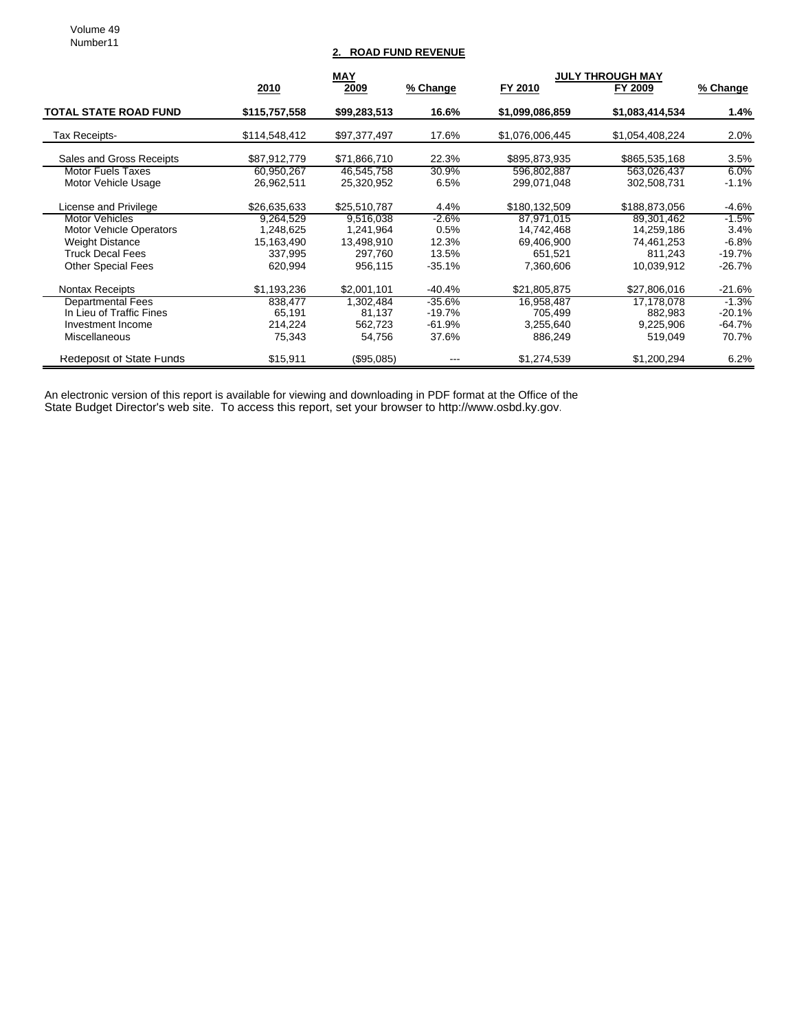## 2. ROAD FUND REVENUE

| | MAY | | | JULY THROUGH MAY | | |
|---|---|---|---|---|---|---|
| | 2010 | 2009 | % Change | FY 2010 | FY 2009 | % Change |
| **TOTAL STATE ROAD FUND** | **$115,757,558** | **$99,283,513** | **16.6%** | **$1,099,086,859** | **$1,083,414,534** | **1.4%** |
| Tax Receipts- | $114,548,412 | $97,377,497 | 17.6% | $1,076,006,445 | $1,054,408,224 | 2.0% |
| Sales and Gross Receipts | $87,912,779 | $71,866,710 | 22.3% | $895,873,935 | $865,535,168 | 3.5% |
| Motor Fuels Taxes | 60,950,267 | 46,545,758 | 30.9% | 596,802,887 | 563,026,437 | 6.0% |
| Motor Vehicle Usage | 26,962,511 | 25,320,952 | 6.5% | 299,071,048 | 302,508,731 | -1.1% |
| License and Privilege | $26,635,633 | $25,510,787 | 4.4% | $180,132,509 | $188,873,056 | -4.6% |
| Motor Vehicles | 9,264,529 | 9,516,038 | -2.6% | 87,971,015 | 89,301,462 | -1.5% |
| Motor Vehicle Operators | 1,248,625 | 1,241,964 | 0.5% | 14,742,468 | 14,259,186 | 3.4% |
| Weight Distance | 15,163,490 | 13,498,910 | 12.3% | 69,406,900 | 74,461,253 | -6.8% |
| Truck Decal Fees | 337,995 | 297,760 | 13.5% | 651,521 | 811,243 | -19.7% |
| Other Special Fees | 620,994 | 956,115 | -35.1% | 7,360,606 | 10,039,912 | -26.7% |
| Nontax Receipts | $1,193,236 | $2,001,101 | -40.4% | $21,805,875 | $27,806,016 | -21.6% |
| Departmental Fees | 838,477 | 1,302,484 | -35.6% | 16,958,487 | 17,178,078 | -1.3% |
| In Lieu of Traffic Fines | 65,191 | 81,137 | -19.7% | 705,499 | 882,983 | -20.1% |
| Investment Income | 214,224 | 562,723 | -61.9% | 3,255,640 | 9,225,906 | -64.7% |
| Miscellaneous | 75,343 | 54,756 | 37.6% | 886,249 | 519,049 | 70.7% |
| Redeposit of State Funds | $15,911 | ($95,085) | --- | $1,274,539 | $1,200,294 | 6.2% |

An electronic version of this report is available for viewing and downloading in PDF format at the Office of the State Budget Director's web site. To access this report, set your browser to http://www.osbd.ky.gov.